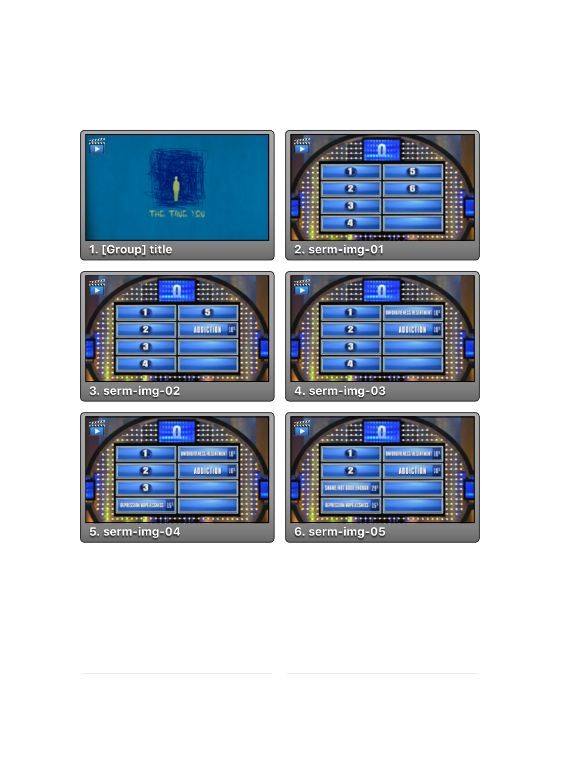1. [Group] title

2. serm-img-01

3. serm-img-02

4. serm-img-03

5. serm-img-04

6. serm-img-05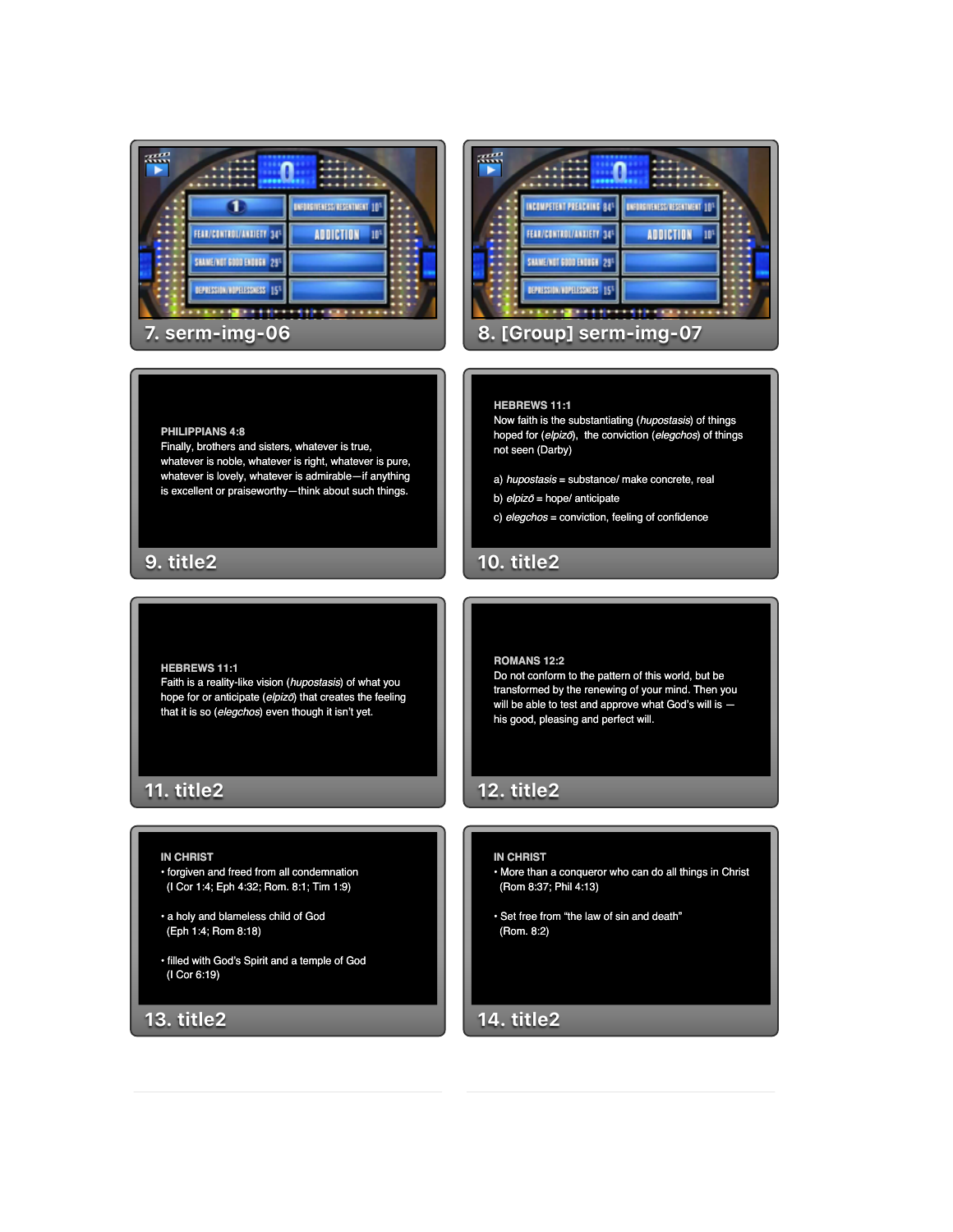7. serm-img-06

8. [Group] serm-img-07

**PHILIPPIANS 4:8**
Finally, brothers and sisters, whatever is true, whatever is noble, whatever is right, whatever is pure, whatever is lovely, whatever is admirable—if anything is excellent or praiseworthy—think about such things.

9. title2

**HEBREWS 11:1**
Now faith is the substantiating (*hupostasis*) of things hoped for (*elpizō*), the conviction (*elegchos*) of things not seen (Darby)

a) *hupostasis* = substance/ make concrete, real

b) *elpizō* = hope/ anticipate

c) *elegchos* = conviction, feeling of confidence

10. title2

**HEBREWS 11:1**
Faith is a reality-like vision (*hupostasis*) of what you hope for or anticipate (*elpizō*) that creates the feeling that it is so (*elegchos*) even though it isn't yet.

11. title2

**ROMANS 12:2**
Do not conform to the pattern of this world, but be transformed by the renewing of your mind. Then you will be able to test and approve what God's will is — his good, pleasing and perfect will.

12. title2

**IN CHRIST**

- forgiven and freed from all condemnation
  (I Cor 1:4; Eph 4:32; Rom. 8:1; Tim 1:9)

- a holy and blameless child of God
  (Eph 1:4; Rom 8:18)

- filled with God's Spirit and a temple of God
  (I Cor 6:19)

13. title2

**IN CHRIST**

- More than a conqueror who can do all things in Christ
  (Rom 8:37; Phil 4:13)

- Set free from "the law of sin and death"
  (Rom. 8:2)

14. title2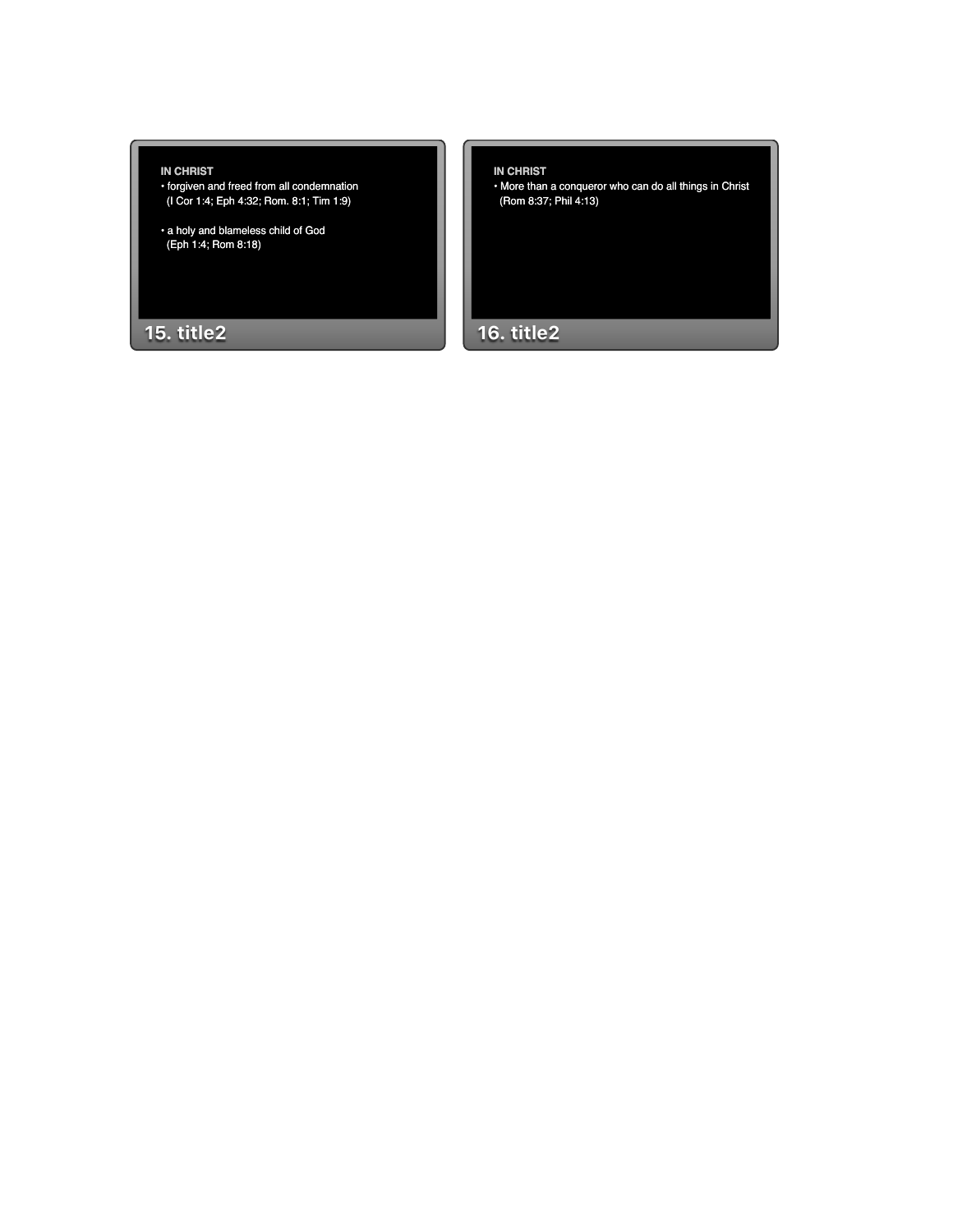**IN CHRIST**

- forgiven and freed from all condemnation
  (I Cor 1:4; Eph 4:32; Rom. 8:1; Tim 1:9)

- a holy and blameless child of God
  (Eph 1:4; Rom 8:18)

15. title2

**IN CHRIST**

- More than a conqueror who can do all things in Christ
  (Rom 8:37; Phil 4:13)

16. title2